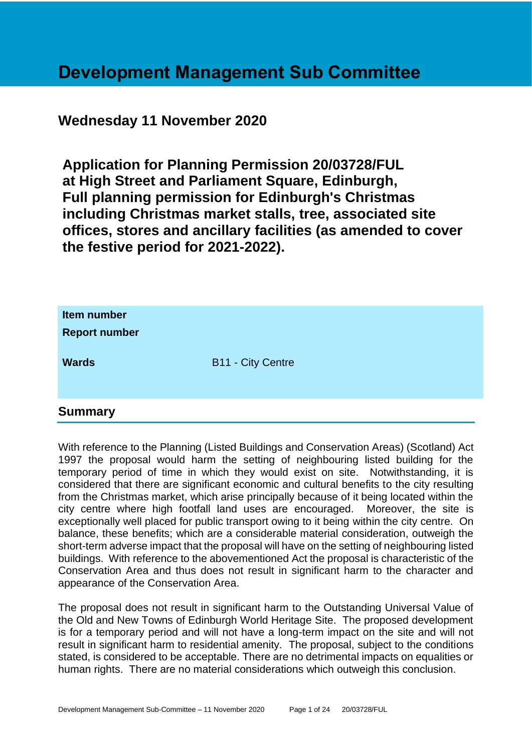# Development Management Sub Committee

## Wednesday 11 November 2020

## Application for Planning Permission 20/03728/FUL at High Street and Parliament Square, Edinburgh, Full planning permission for Edinburgh's Christmas including Christmas market stalls, tree, associated site offices, stores and ancillary facilities (as amended to cover the festive period for 2021-2022).

| | |
|---|---|
| **Item number** | |
| **Report number** | |
| **Wards** | B11 - City Centre |

## Summary

With reference to the Planning (Listed Buildings and Conservation Areas) (Scotland) Act 1997 the proposal would harm the setting of neighbouring listed building for the temporary period of time in which they would exist on site. Notwithstanding, it is considered that there are significant economic and cultural benefits to the city resulting from the Christmas market, which arise principally because of it being located within the city centre where high footfall land uses are encouraged. Moreover, the site is exceptionally well placed for public transport owing to it being within the city centre. On balance, these benefits; which are a considerable material consideration, outweigh the short-term adverse impact that the proposal will have on the setting of neighbouring listed buildings. With reference to the abovementioned Act the proposal is characteristic of the Conservation Area and thus does not result in significant harm to the character and appearance of the Conservation Area.

The proposal does not result in significant harm to the Outstanding Universal Value of the Old and New Towns of Edinburgh World Heritage Site. The proposed development is for a temporary period and will not have a long-term impact on the site and will not result in significant harm to residential amenity. The proposal, subject to the conditions stated, is considered to be acceptable. There are no detrimental impacts on equalities or human rights. There are no material considerations which outweigh this conclusion.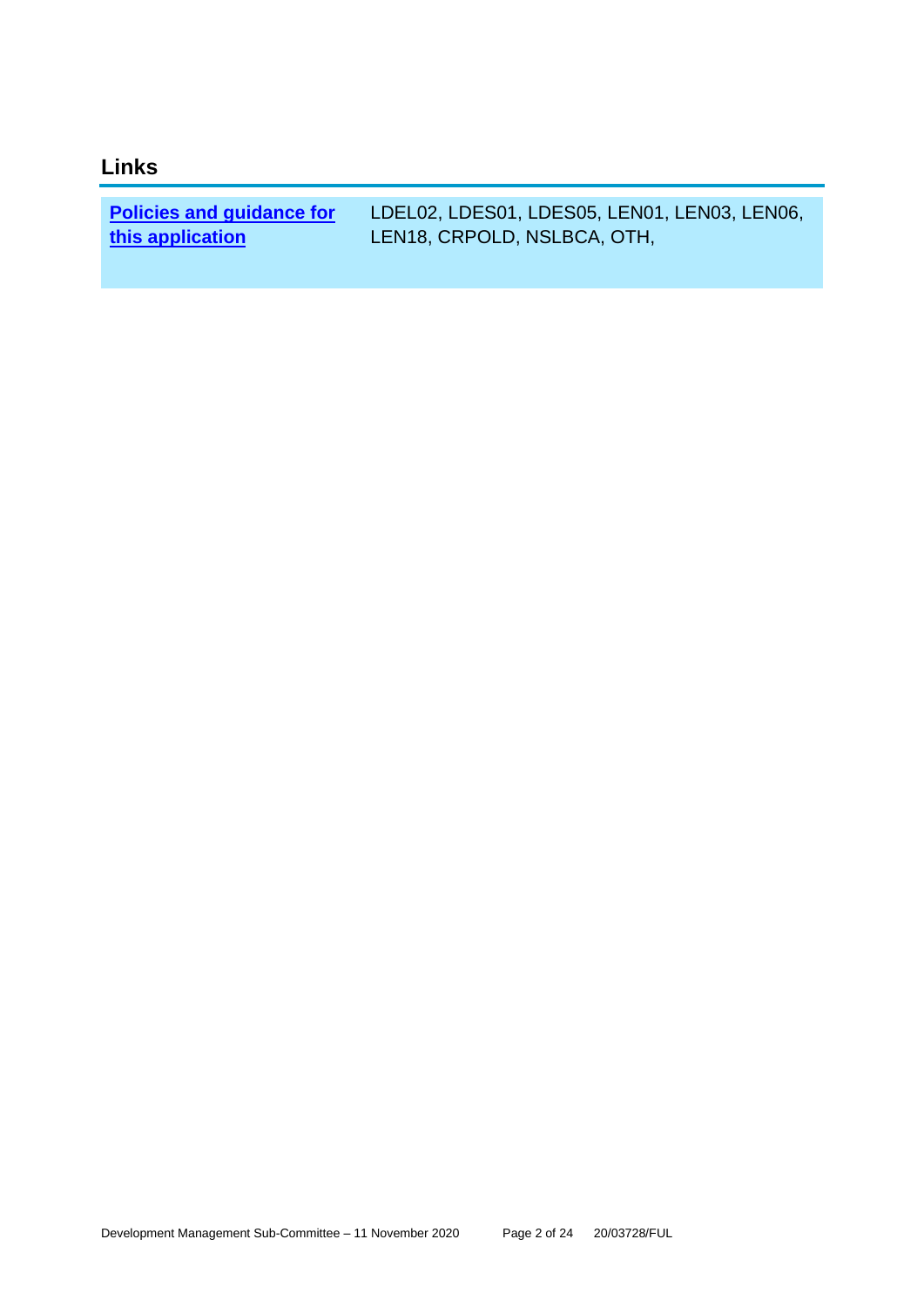## Links

| | |
|---|---|
| **Policies and guidance for this application** | LDEL02, LDES01, LDES05, LEN01, LEN03, LEN06, LEN18, CRPOLD, NSLBCA, OTH, |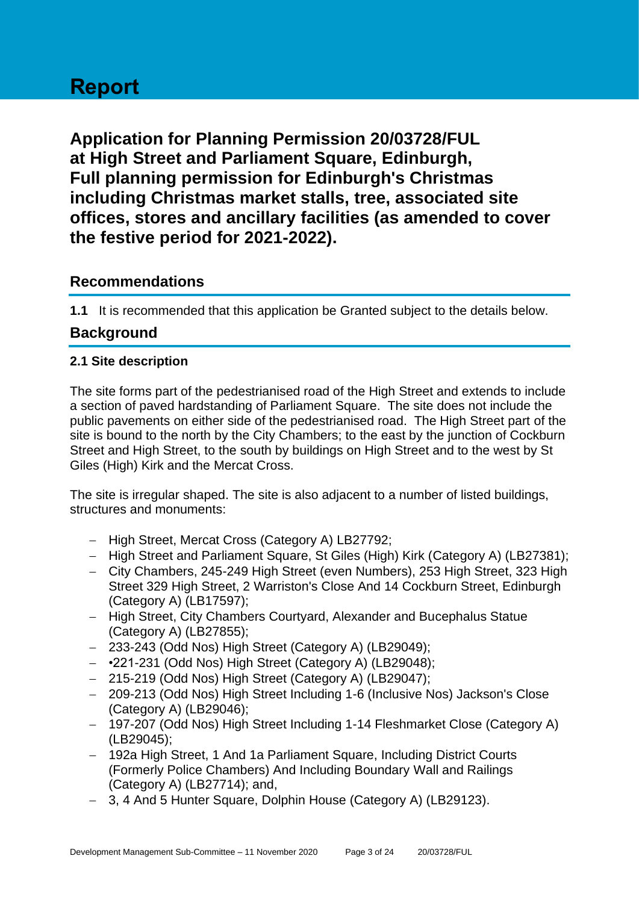# Report

## Application for Planning Permission 20/03728/FUL at High Street and Parliament Square, Edinburgh, Full planning permission for Edinburgh's Christmas including Christmas market stalls, tree, associated site offices, stores and ancillary facilities (as amended to cover the festive period for 2021-2022).

## Recommendations

**1.1** It is recommended that this application be Granted subject to the details below.

## Background

### 2.1 Site description

The site forms part of the pedestrianised road of the High Street and extends to include a section of paved hardstanding of Parliament Square. The site does not include the public pavements on either side of the pedestrianised road. The High Street part of the site is bound to the north by the City Chambers; to the east by the junction of Cockburn Street and High Street, to the south by buildings on High Street and to the west by St Giles (High) Kirk and the Mercat Cross.

The site is irregular shaped. The site is also adjacent to a number of listed buildings, structures and monuments:

- High Street, Mercat Cross (Category A) LB27792;
- High Street and Parliament Square, St Giles (High) Kirk (Category A) (LB27381);
- City Chambers, 245-249 High Street (even Numbers), 253 High Street, 323 High Street 329 High Street, 2 Warriston's Close And 14 Cockburn Street, Edinburgh (Category A) (LB17597);
- High Street, City Chambers Courtyard, Alexander and Bucephalus Statue (Category A) (LB27855);
- 233-243 (Odd Nos) High Street (Category A) (LB29049);
- •221-231 (Odd Nos) High Street (Category A) (LB29048);
- 215-219 (Odd Nos) High Street (Category A) (LB29047);
- 209-213 (Odd Nos) High Street Including 1-6 (Inclusive Nos) Jackson's Close (Category A) (LB29046);
- 197-207 (Odd Nos) High Street Including 1-14 Fleshmarket Close (Category A) (LB29045);
- 192a High Street, 1 And 1a Parliament Square, Including District Courts (Formerly Police Chambers) And Including Boundary Wall and Railings (Category A) (LB27714); and,
- 3, 4 And 5 Hunter Square, Dolphin House (Category A) (LB29123).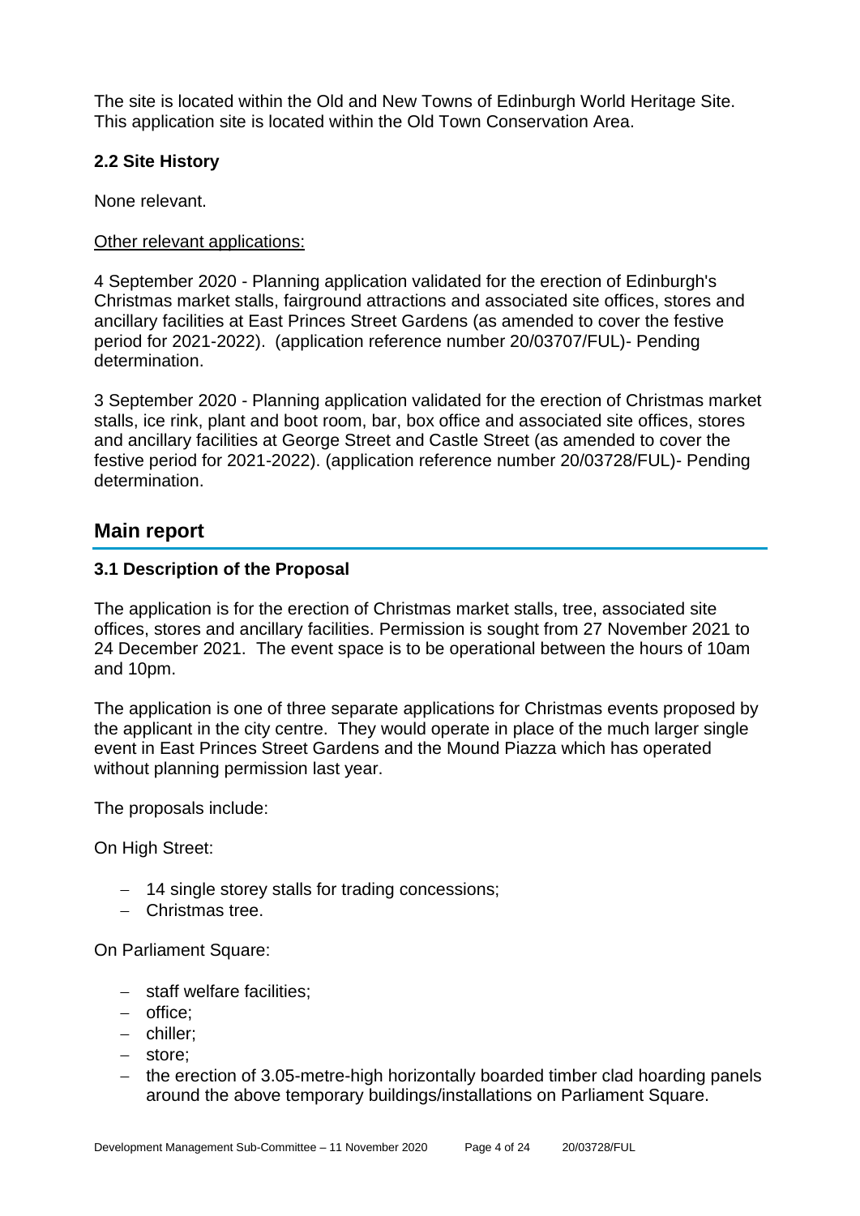The site is located within the Old and New Towns of Edinburgh World Heritage Site. This application site is located within the Old Town Conservation Area.

### 2.2 Site History

None relevant.

Other relevant applications:

4 September 2020 - Planning application validated for the erection of Edinburgh's Christmas market stalls, fairground attractions and associated site offices, stores and ancillary facilities at East Princes Street Gardens (as amended to cover the festive period for 2021-2022). (application reference number 20/03707/FUL)- Pending determination.

3 September 2020 - Planning application validated for the erection of Christmas market stalls, ice rink, plant and boot room, bar, box office and associated site offices, stores and ancillary facilities at George Street and Castle Street (as amended to cover the festive period for 2021-2022). (application reference number 20/03728/FUL)- Pending determination.

## Main report

### 3.1 Description of the Proposal

The application is for the erection of Christmas market stalls, tree, associated site offices, stores and ancillary facilities. Permission is sought from 27 November 2021 to 24 December 2021. The event space is to be operational between the hours of 10am and 10pm.

The application is one of three separate applications for Christmas events proposed by the applicant in the city centre. They would operate in place of the much larger single event in East Princes Street Gardens and the Mound Piazza which has operated without planning permission last year.

The proposals include:

On High Street:

- 14 single storey stalls for trading concessions;
- Christmas tree.

On Parliament Square:

- staff welfare facilities;
- office;
- chiller;
- store;
- the erection of 3.05-metre-high horizontally boarded timber clad hoarding panels around the above temporary buildings/installations on Parliament Square.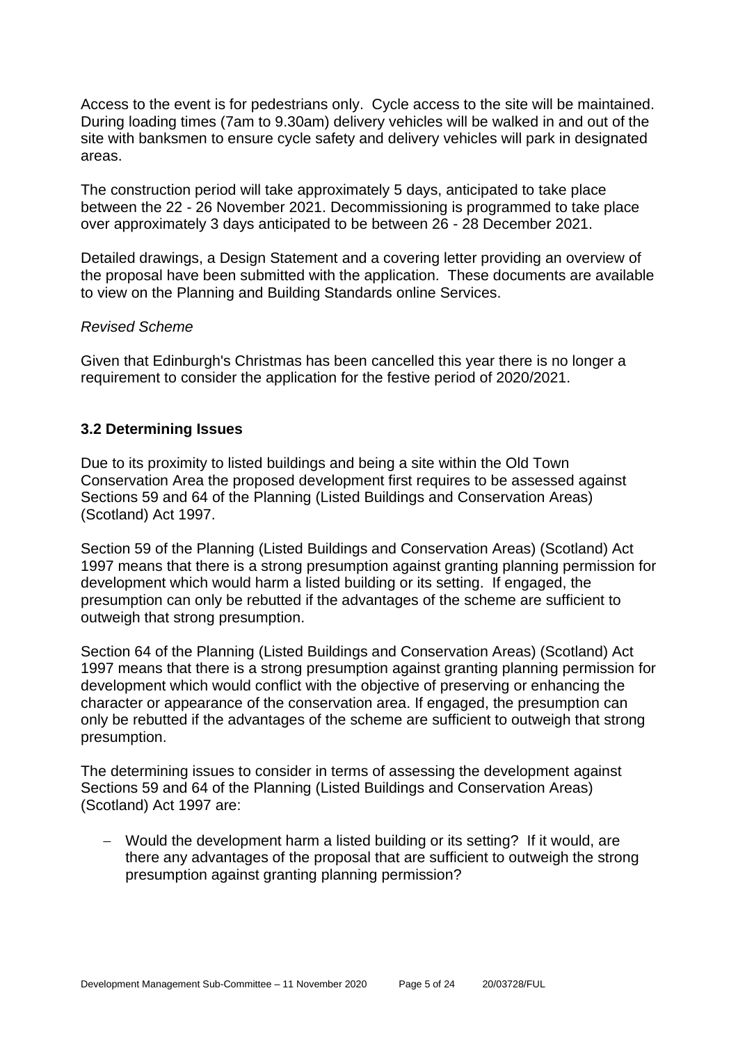Access to the event is for pedestrians only. Cycle access to the site will be maintained. During loading times (7am to 9.30am) delivery vehicles will be walked in and out of the site with banksmen to ensure cycle safety and delivery vehicles will park in designated areas.

The construction period will take approximately 5 days, anticipated to take place between the 22 - 26 November 2021. Decommissioning is programmed to take place over approximately 3 days anticipated to be between 26 - 28 December 2021.

Detailed drawings, a Design Statement and a covering letter providing an overview of the proposal have been submitted with the application. These documents are available to view on the Planning and Building Standards online Services.

*Revised Scheme*

Given that Edinburgh's Christmas has been cancelled this year there is no longer a requirement to consider the application for the festive period of 2020/2021.

### 3.2 Determining Issues

Due to its proximity to listed buildings and being a site within the Old Town Conservation Area the proposed development first requires to be assessed against Sections 59 and 64 of the Planning (Listed Buildings and Conservation Areas) (Scotland) Act 1997.

Section 59 of the Planning (Listed Buildings and Conservation Areas) (Scotland) Act 1997 means that there is a strong presumption against granting planning permission for development which would harm a listed building or its setting. If engaged, the presumption can only be rebutted if the advantages of the scheme are sufficient to outweigh that strong presumption.

Section 64 of the Planning (Listed Buildings and Conservation Areas) (Scotland) Act 1997 means that there is a strong presumption against granting planning permission for development which would conflict with the objective of preserving or enhancing the character or appearance of the conservation area. If engaged, the presumption can only be rebutted if the advantages of the scheme are sufficient to outweigh that strong presumption.

The determining issues to consider in terms of assessing the development against Sections 59 and 64 of the Planning (Listed Buildings and Conservation Areas) (Scotland) Act 1997 are:

- Would the development harm a listed building or its setting? If it would, are there any advantages of the proposal that are sufficient to outweigh the strong presumption against granting planning permission?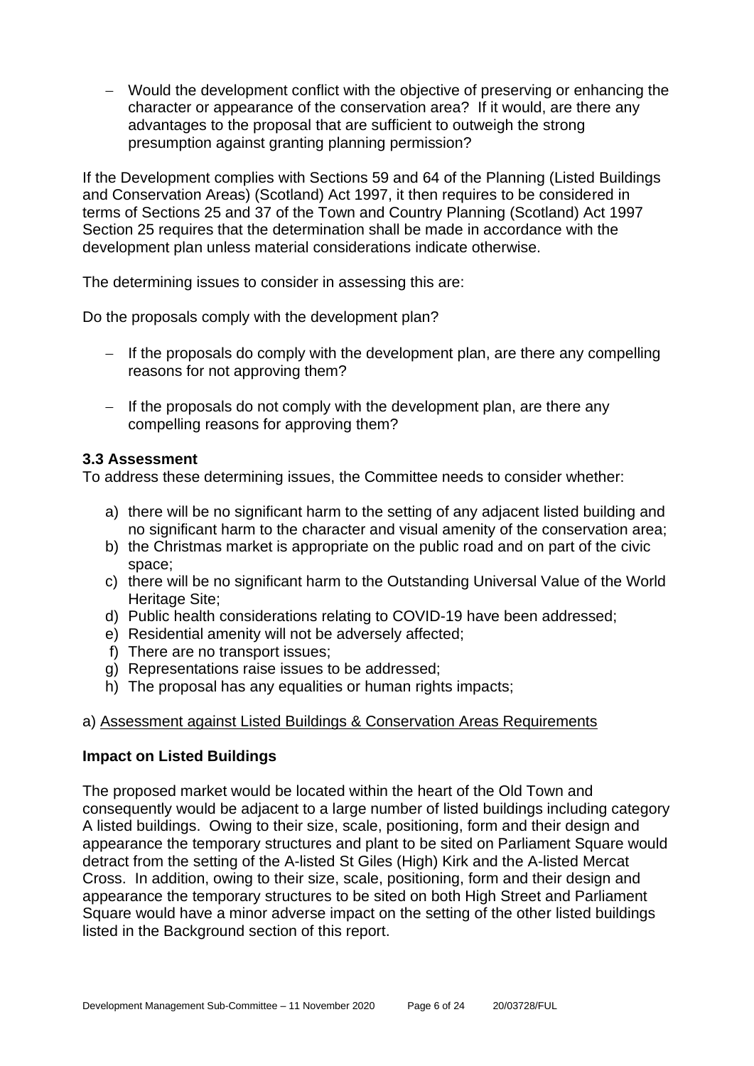- Would the development conflict with the objective of preserving or enhancing the character or appearance of the conservation area? If it would, are there any advantages to the proposal that are sufficient to outweigh the strong presumption against granting planning permission?

If the Development complies with Sections 59 and 64 of the Planning (Listed Buildings and Conservation Areas) (Scotland) Act 1997, it then requires to be considered in terms of Sections 25 and 37 of the Town and Country Planning (Scotland) Act 1997 Section 25 requires that the determination shall be made in accordance with the development plan unless material considerations indicate otherwise.

The determining issues to consider in assessing this are:

Do the proposals comply with the development plan?

- If the proposals do comply with the development plan, are there any compelling reasons for not approving them?
- If the proposals do not comply with the development plan, are there any compelling reasons for approving them?

### 3.3 Assessment

To address these determining issues, the Committee needs to consider whether:

a) there will be no significant harm to the setting of any adjacent listed building and no significant harm to the character and visual amenity of the conservation area;
b) the Christmas market is appropriate on the public road and on part of the civic space;
c) there will be no significant harm to the Outstanding Universal Value of the World Heritage Site;
d) Public health considerations relating to COVID-19 have been addressed;
e) Residential amenity will not be adversely affected;
f) There are no transport issues;
g) Representations raise issues to be addressed;
h) The proposal has any equalities or human rights impacts;

a) Assessment against Listed Buildings & Conservation Areas Requirements

**Impact on Listed Buildings**

The proposed market would be located within the heart of the Old Town and consequently would be adjacent to a large number of listed buildings including category A listed buildings. Owing to their size, scale, positioning, form and their design and appearance the temporary structures and plant to be sited on Parliament Square would detract from the setting of the A-listed St Giles (High) Kirk and the A-listed Mercat Cross. In addition, owing to their size, scale, positioning, form and their design and appearance the temporary structures to be sited on both High Street and Parliament Square would have a minor adverse impact on the setting of the other listed buildings listed in the Background section of this report.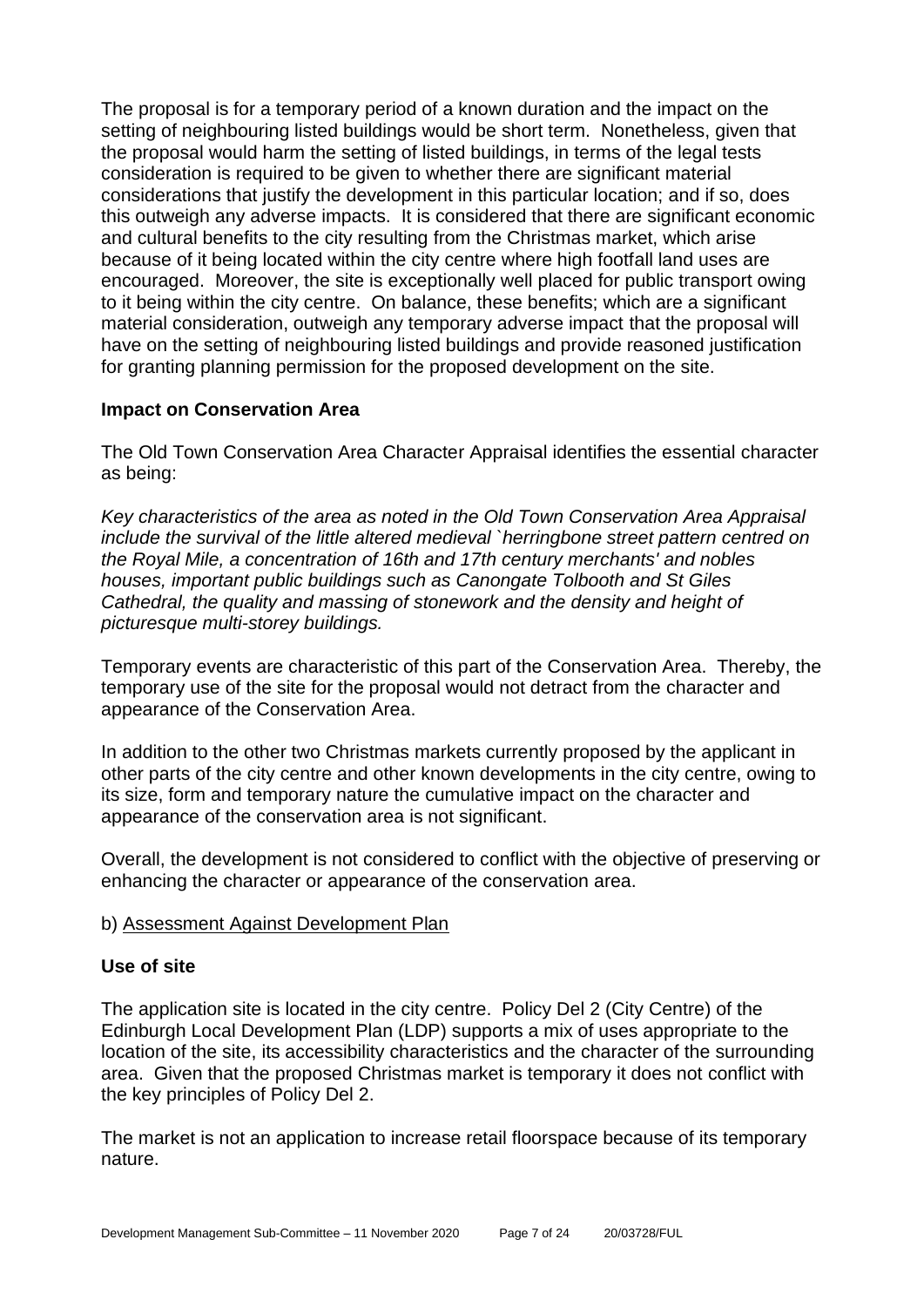The proposal is for a temporary period of a known duration and the impact on the setting of neighbouring listed buildings would be short term. Nonetheless, given that the proposal would harm the setting of listed buildings, in terms of the legal tests consideration is required to be given to whether there are significant material considerations that justify the development in this particular location; and if so, does this outweigh any adverse impacts. It is considered that there are significant economic and cultural benefits to the city resulting from the Christmas market, which arise because of it being located within the city centre where high footfall land uses are encouraged. Moreover, the site is exceptionally well placed for public transport owing to it being within the city centre. On balance, these benefits; which are a significant material consideration, outweigh any temporary adverse impact that the proposal will have on the setting of neighbouring listed buildings and provide reasoned justification for granting planning permission for the proposed development on the site.

**Impact on Conservation Area**

The Old Town Conservation Area Character Appraisal identifies the essential character as being:

*Key characteristics of the area as noted in the Old Town Conservation Area Appraisal include the survival of the little altered medieval `herringbone street pattern centred on the Royal Mile, a concentration of 16th and 17th century merchants' and nobles houses, important public buildings such as Canongate Tolbooth and St Giles Cathedral, the quality and massing of stonework and the density and height of picturesque multi-storey buildings.*

Temporary events are characteristic of this part of the Conservation Area. Thereby, the temporary use of the site for the proposal would not detract from the character and appearance of the Conservation Area.

In addition to the other two Christmas markets currently proposed by the applicant in other parts of the city centre and other known developments in the city centre, owing to its size, form and temporary nature the cumulative impact on the character and appearance of the conservation area is not significant.

Overall, the development is not considered to conflict with the objective of preserving or enhancing the character or appearance of the conservation area.

b) Assessment Against Development Plan

**Use of site**

The application site is located in the city centre. Policy Del 2 (City Centre) of the Edinburgh Local Development Plan (LDP) supports a mix of uses appropriate to the location of the site, its accessibility characteristics and the character of the surrounding area. Given that the proposed Christmas market is temporary it does not conflict with the key principles of Policy Del 2.

The market is not an application to increase retail floorspace because of its temporary nature.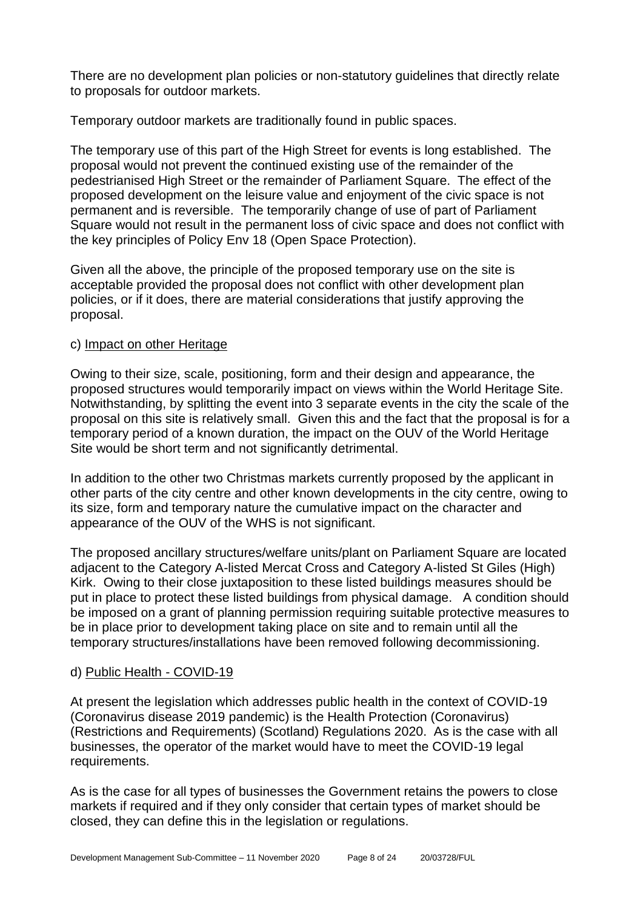There are no development plan policies or non-statutory guidelines that directly relate to proposals for outdoor markets.

Temporary outdoor markets are traditionally found in public spaces.

The temporary use of this part of the High Street for events is long established. The proposal would not prevent the continued existing use of the remainder of the pedestrianised High Street or the remainder of Parliament Square. The effect of the proposed development on the leisure value and enjoyment of the civic space is not permanent and is reversible. The temporarily change of use of part of Parliament Square would not result in the permanent loss of civic space and does not conflict with the key principles of Policy Env 18 (Open Space Protection).

Given all the above, the principle of the proposed temporary use on the site is acceptable provided the proposal does not conflict with other development plan policies, or if it does, there are material considerations that justify approving the proposal.

c) Impact on other Heritage

Owing to their size, scale, positioning, form and their design and appearance, the proposed structures would temporarily impact on views within the World Heritage Site. Notwithstanding, by splitting the event into 3 separate events in the city the scale of the proposal on this site is relatively small. Given this and the fact that the proposal is for a temporary period of a known duration, the impact on the OUV of the World Heritage Site would be short term and not significantly detrimental.

In addition to the other two Christmas markets currently proposed by the applicant in other parts of the city centre and other known developments in the city centre, owing to its size, form and temporary nature the cumulative impact on the character and appearance of the OUV of the WHS is not significant.

The proposed ancillary structures/welfare units/plant on Parliament Square are located adjacent to the Category A-listed Mercat Cross and Category A-listed St Giles (High) Kirk. Owing to their close juxtaposition to these listed buildings measures should be put in place to protect these listed buildings from physical damage. A condition should be imposed on a grant of planning permission requiring suitable protective measures to be in place prior to development taking place on site and to remain until all the temporary structures/installations have been removed following decommissioning.

d) Public Health - COVID-19

At present the legislation which addresses public health in the context of COVID-19 (Coronavirus disease 2019 pandemic) is the Health Protection (Coronavirus) (Restrictions and Requirements) (Scotland) Regulations 2020. As is the case with all businesses, the operator of the market would have to meet the COVID-19 legal requirements.

As is the case for all types of businesses the Government retains the powers to close markets if required and if they only consider that certain types of market should be closed, they can define this in the legislation or regulations.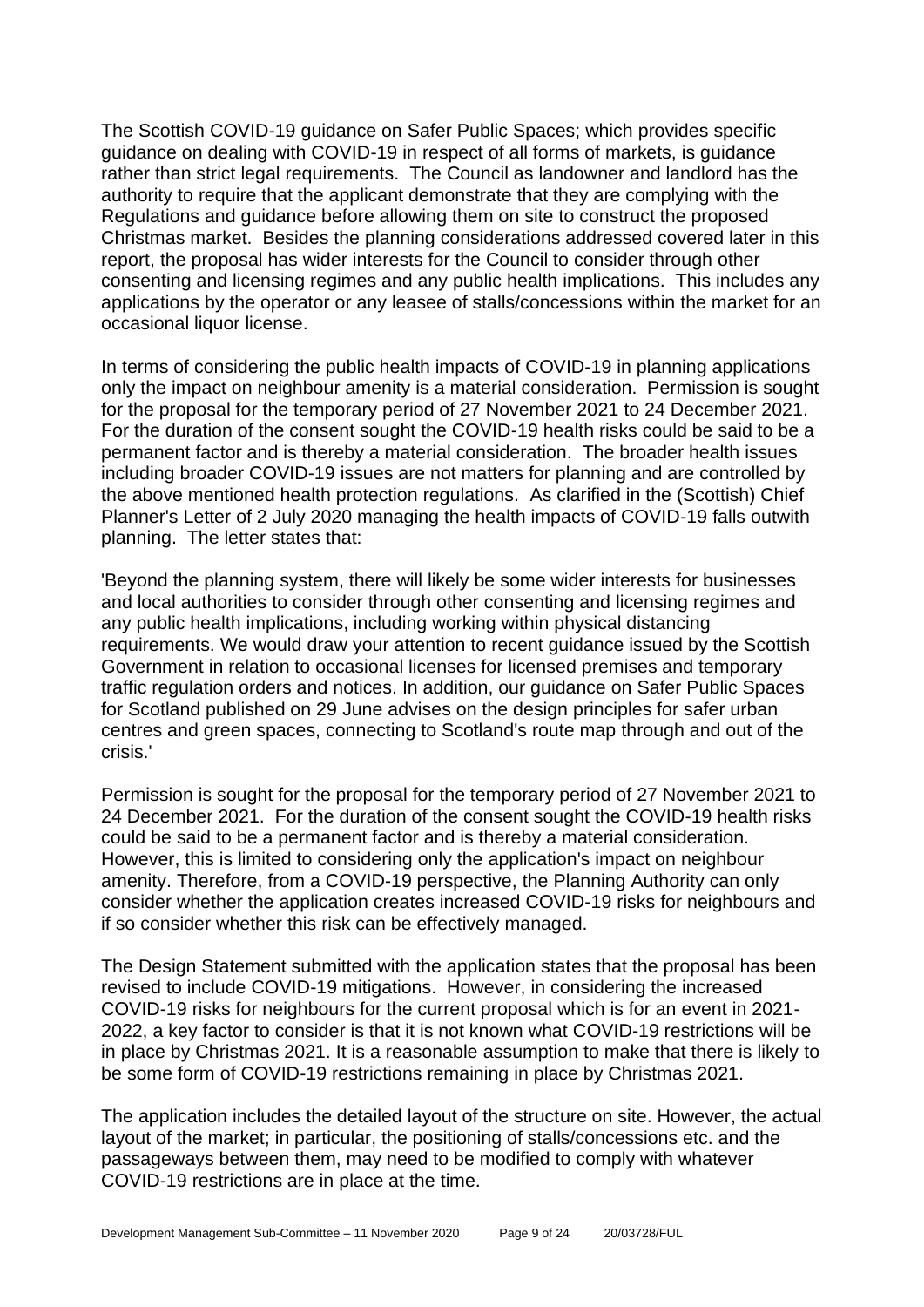The Scottish COVID-19 guidance on Safer Public Spaces; which provides specific guidance on dealing with COVID-19 in respect of all forms of markets, is guidance rather than strict legal requirements. The Council as landowner and landlord has the authority to require that the applicant demonstrate that they are complying with the Regulations and guidance before allowing them on site to construct the proposed Christmas market. Besides the planning considerations addressed covered later in this report, the proposal has wider interests for the Council to consider through other consenting and licensing regimes and any public health implications. This includes any applications by the operator or any leasee of stalls/concessions within the market for an occasional liquor license.

In terms of considering the public health impacts of COVID-19 in planning applications only the impact on neighbour amenity is a material consideration. Permission is sought for the proposal for the temporary period of 27 November 2021 to 24 December 2021. For the duration of the consent sought the COVID-19 health risks could be said to be a permanent factor and is thereby a material consideration. The broader health issues including broader COVID-19 issues are not matters for planning and are controlled by the above mentioned health protection regulations. As clarified in the (Scottish) Chief Planner's Letter of 2 July 2020 managing the health impacts of COVID-19 falls outwith planning. The letter states that:

'Beyond the planning system, there will likely be some wider interests for businesses and local authorities to consider through other consenting and licensing regimes and any public health implications, including working within physical distancing requirements. We would draw your attention to recent guidance issued by the Scottish Government in relation to occasional licenses for licensed premises and temporary traffic regulation orders and notices. In addition, our guidance on Safer Public Spaces for Scotland published on 29 June advises on the design principles for safer urban centres and green spaces, connecting to Scotland's route map through and out of the crisis.'

Permission is sought for the proposal for the temporary period of 27 November 2021 to 24 December 2021. For the duration of the consent sought the COVID-19 health risks could be said to be a permanent factor and is thereby a material consideration. However, this is limited to considering only the application's impact on neighbour amenity. Therefore, from a COVID-19 perspective, the Planning Authority can only consider whether the application creates increased COVID-19 risks for neighbours and if so consider whether this risk can be effectively managed.

The Design Statement submitted with the application states that the proposal has been revised to include COVID-19 mitigations. However, in considering the increased COVID-19 risks for neighbours for the current proposal which is for an event in 2021-2022, a key factor to consider is that it is not known what COVID-19 restrictions will be in place by Christmas 2021. It is a reasonable assumption to make that there is likely to be some form of COVID-19 restrictions remaining in place by Christmas 2021.

The application includes the detailed layout of the structure on site. However, the actual layout of the market; in particular, the positioning of stalls/concessions etc. and the passageways between them, may need to be modified to comply with whatever COVID-19 restrictions are in place at the time.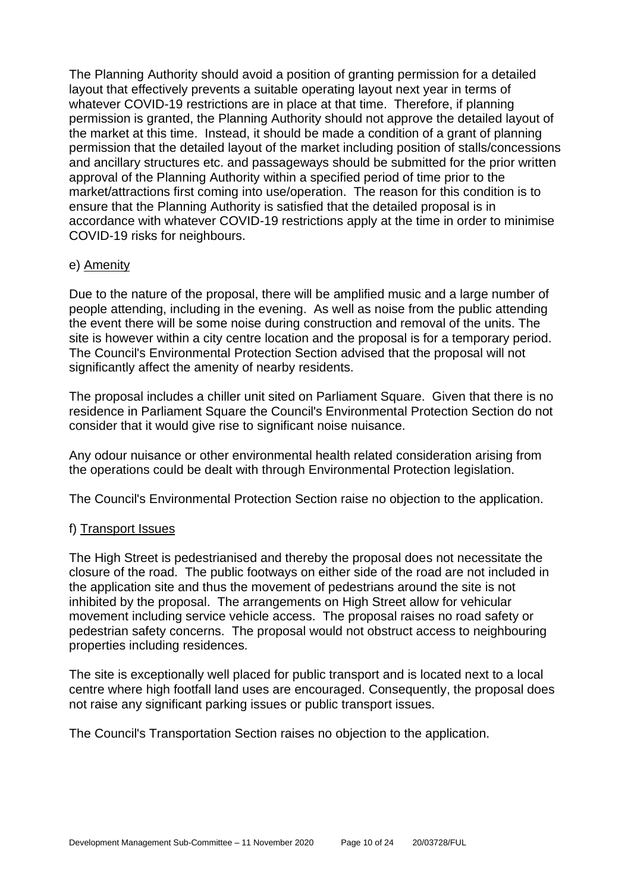The Planning Authority should avoid a position of granting permission for a detailed layout that effectively prevents a suitable operating layout next year in terms of whatever COVID-19 restrictions are in place at that time. Therefore, if planning permission is granted, the Planning Authority should not approve the detailed layout of the market at this time. Instead, it should be made a condition of a grant of planning permission that the detailed layout of the market including position of stalls/concessions and ancillary structures etc. and passageways should be submitted for the prior written approval of the Planning Authority within a specified period of time prior to the market/attractions first coming into use/operation. The reason for this condition is to ensure that the Planning Authority is satisfied that the detailed proposal is in accordance with whatever COVID-19 restrictions apply at the time in order to minimise COVID-19 risks for neighbours.

e) Amenity

Due to the nature of the proposal, there will be amplified music and a large number of people attending, including in the evening. As well as noise from the public attending the event there will be some noise during construction and removal of the units. The site is however within a city centre location and the proposal is for a temporary period. The Council's Environmental Protection Section advised that the proposal will not significantly affect the amenity of nearby residents.

The proposal includes a chiller unit sited on Parliament Square. Given that there is no residence in Parliament Square the Council's Environmental Protection Section do not consider that it would give rise to significant noise nuisance.

Any odour nuisance or other environmental health related consideration arising from the operations could be dealt with through Environmental Protection legislation.

The Council's Environmental Protection Section raise no objection to the application.

f) Transport Issues

The High Street is pedestrianised and thereby the proposal does not necessitate the closure of the road. The public footways on either side of the road are not included in the application site and thus the movement of pedestrians around the site is not inhibited by the proposal. The arrangements on High Street allow for vehicular movement including service vehicle access. The proposal raises no road safety or pedestrian safety concerns. The proposal would not obstruct access to neighbouring properties including residences.

The site is exceptionally well placed for public transport and is located next to a local centre where high footfall land uses are encouraged. Consequently, the proposal does not raise any significant parking issues or public transport issues.

The Council's Transportation Section raises no objection to the application.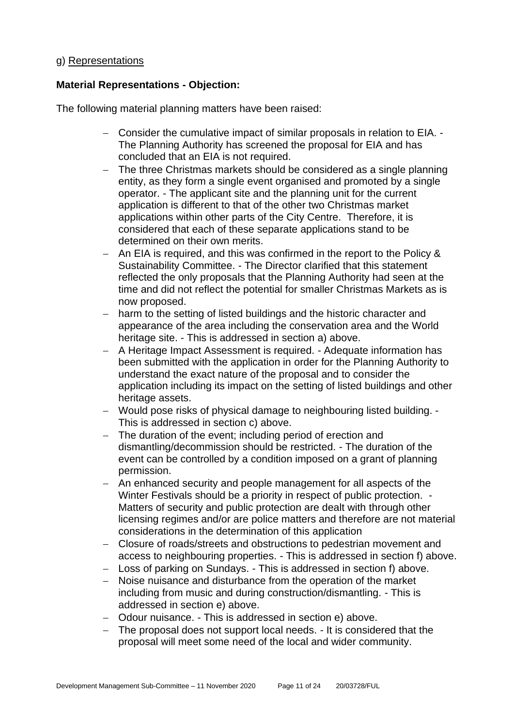g) <u>Representations</u>

**Material Representations - Objection:**

The following material planning matters have been raised:

- Consider the cumulative impact of similar proposals in relation to EIA. - The Planning Authority has screened the proposal for EIA and has concluded that an EIA is not required.
- The three Christmas markets should be considered as a single planning entity, as they form a single event organised and promoted by a single operator. - The applicant site and the planning unit for the current application is different to that of the other two Christmas market applications within other parts of the City Centre. Therefore, it is considered that each of these separate applications stand to be determined on their own merits.
- An EIA is required, and this was confirmed in the report to the Policy & Sustainability Committee. - The Director clarified that this statement reflected the only proposals that the Planning Authority had seen at the time and did not reflect the potential for smaller Christmas Markets as is now proposed.
- harm to the setting of listed buildings and the historic character and appearance of the area including the conservation area and the World heritage site. - This is addressed in section a) above.
- A Heritage Impact Assessment is required. - Adequate information has been submitted with the application in order for the Planning Authority to understand the exact nature of the proposal and to consider the application including its impact on the setting of listed buildings and other heritage assets.
- Would pose risks of physical damage to neighbouring listed building. - This is addressed in section c) above.
- The duration of the event; including period of erection and dismantling/decommission should be restricted. - The duration of the event can be controlled by a condition imposed on a grant of planning permission.
- An enhanced security and people management for all aspects of the Winter Festivals should be a priority in respect of public protection. - Matters of security and public protection are dealt with through other licensing regimes and/or are police matters and therefore are not material considerations in the determination of this application
- Closure of roads/streets and obstructions to pedestrian movement and access to neighbouring properties. - This is addressed in section f) above.
- Loss of parking on Sundays. - This is addressed in section f) above.
- Noise nuisance and disturbance from the operation of the market including from music and during construction/dismantling. - This is addressed in section e) above.
- Odour nuisance. - This is addressed in section e) above.
- The proposal does not support local needs. - It is considered that the proposal will meet some need of the local and wider community.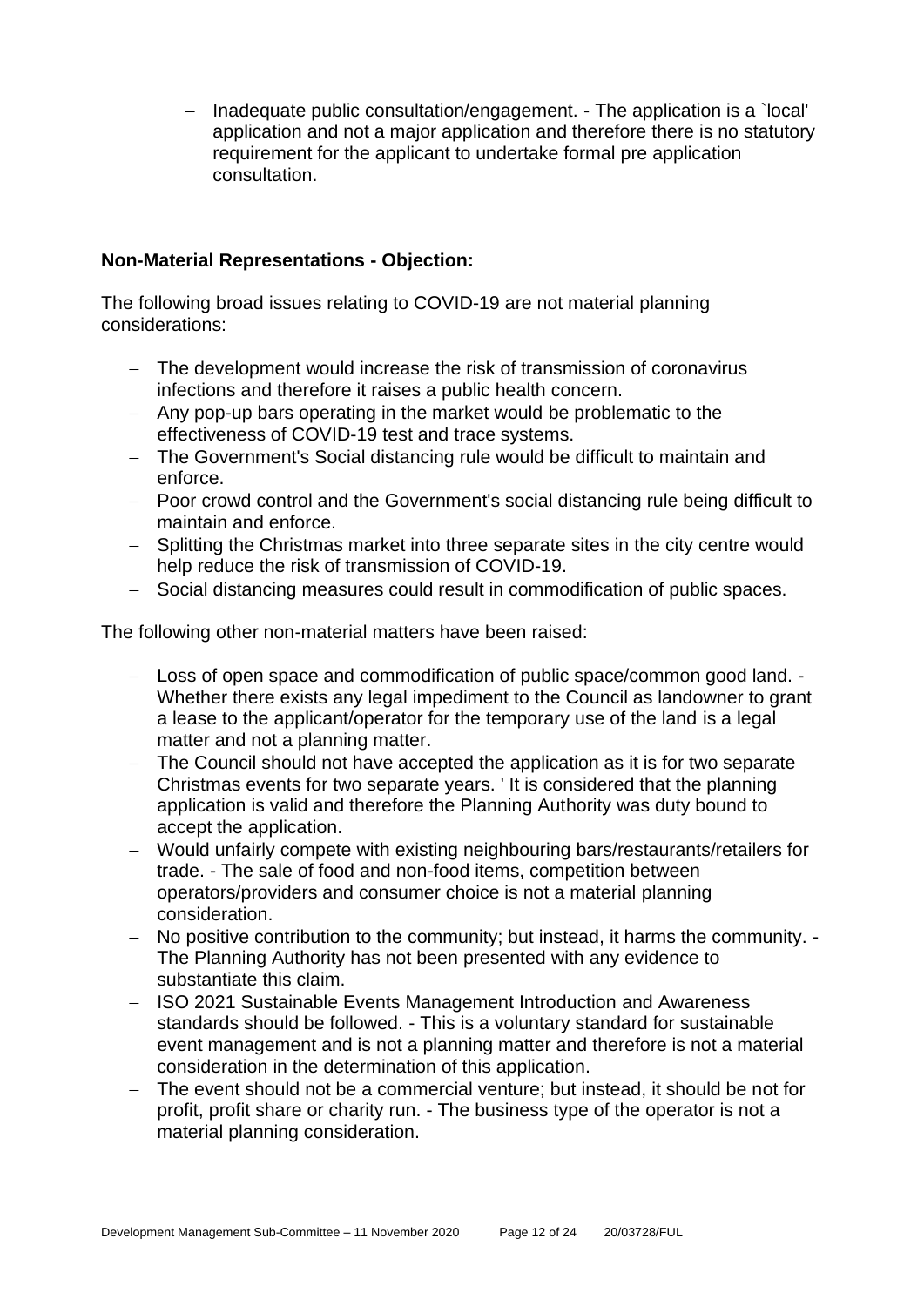- Inadequate public consultation/engagement. - The application is a `local' application and not a major application and therefore there is no statutory requirement for the applicant to undertake formal pre application consultation.

**Non-Material Representations - Objection:**

The following broad issues relating to COVID-19 are not material planning considerations:

- The development would increase the risk of transmission of coronavirus infections and therefore it raises a public health concern.
- Any pop-up bars operating in the market would be problematic to the effectiveness of COVID-19 test and trace systems.
- The Government's Social distancing rule would be difficult to maintain and enforce.
- Poor crowd control and the Government's social distancing rule being difficult to maintain and enforce.
- Splitting the Christmas market into three separate sites in the city centre would help reduce the risk of transmission of COVID-19.
- Social distancing measures could result in commodification of public spaces.

The following other non-material matters have been raised:

- Loss of open space and commodification of public space/common good land. - Whether there exists any legal impediment to the Council as landowner to grant a lease to the applicant/operator for the temporary use of the land is a legal matter and not a planning matter.
- The Council should not have accepted the application as it is for two separate Christmas events for two separate years. ' It is considered that the planning application is valid and therefore the Planning Authority was duty bound to accept the application.
- Would unfairly compete with existing neighbouring bars/restaurants/retailers for trade. - The sale of food and non-food items, competition between operators/providers and consumer choice is not a material planning consideration.
- No positive contribution to the community; but instead, it harms the community. - The Planning Authority has not been presented with any evidence to substantiate this claim.
- ISO 2021 Sustainable Events Management Introduction and Awareness standards should be followed. - This is a voluntary standard for sustainable event management and is not a planning matter and therefore is not a material consideration in the determination of this application.
- The event should not be a commercial venture; but instead, it should be not for profit, profit share or charity run. - The business type of the operator is not a material planning consideration.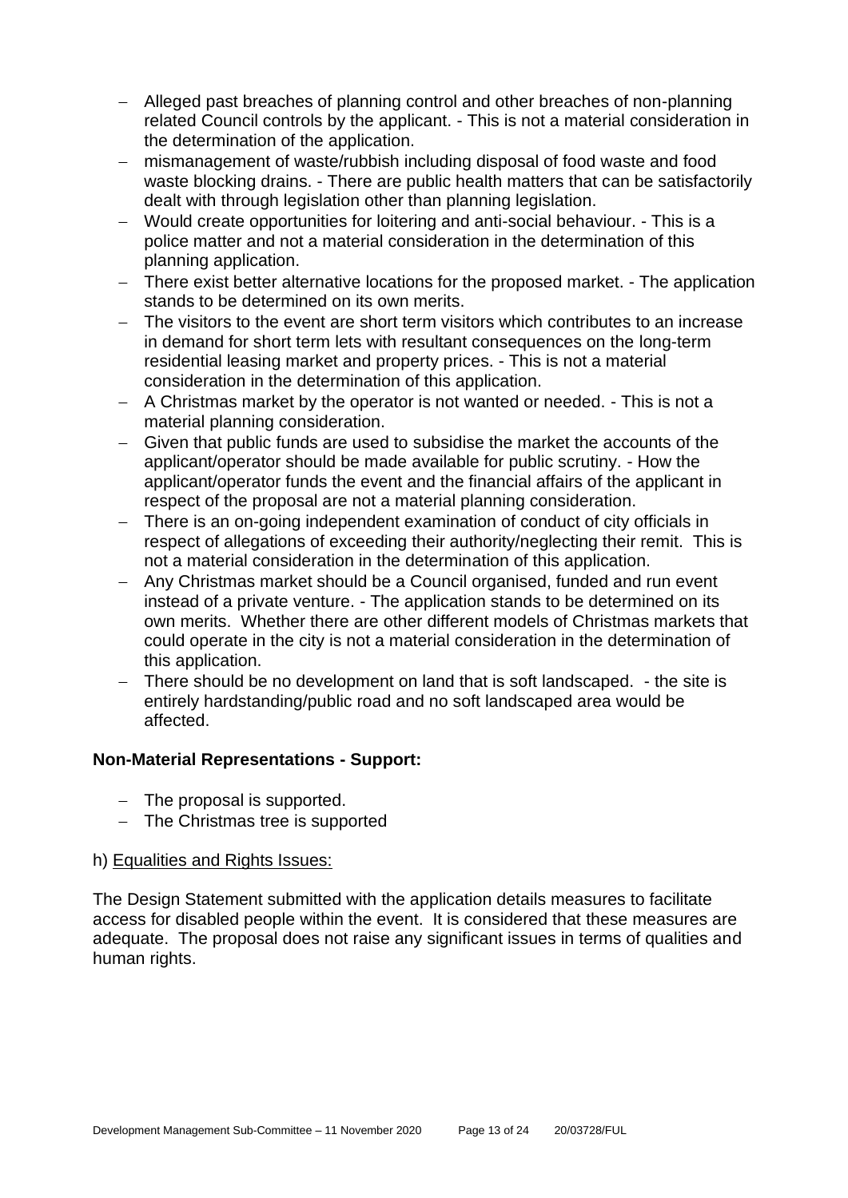- Alleged past breaches of planning control and other breaches of non-planning related Council controls by the applicant. - This is not a material consideration in the determination of the application.
- mismanagement of waste/rubbish including disposal of food waste and food waste blocking drains. - There are public health matters that can be satisfactorily dealt with through legislation other than planning legislation.
- Would create opportunities for loitering and anti-social behaviour. - This is a police matter and not a material consideration in the determination of this planning application.
- There exist better alternative locations for the proposed market. - The application stands to be determined on its own merits.
- The visitors to the event are short term visitors which contributes to an increase in demand for short term lets with resultant consequences on the long-term residential leasing market and property prices. - This is not a material consideration in the determination of this application.
- A Christmas market by the operator is not wanted or needed. - This is not a material planning consideration.
- Given that public funds are used to subsidise the market the accounts of the applicant/operator should be made available for public scrutiny. - How the applicant/operator funds the event and the financial affairs of the applicant in respect of the proposal are not a material planning consideration.
- There is an on-going independent examination of conduct of city officials in respect of allegations of exceeding their authority/neglecting their remit. This is not a material consideration in the determination of this application.
- Any Christmas market should be a Council organised, funded and run event instead of a private venture. - The application stands to be determined on its own merits. Whether there are other different models of Christmas markets that could operate in the city is not a material consideration in the determination of this application.
- There should be no development on land that is soft landscaped. - the site is entirely hardstanding/public road and no soft landscaped area would be affected.

**Non-Material Representations - Support:**

- The proposal is supported.
- The Christmas tree is supported

h) Equalities and Rights Issues:

The Design Statement submitted with the application details measures to facilitate access for disabled people within the event. It is considered that these measures are adequate. The proposal does not raise any significant issues in terms of qualities and human rights.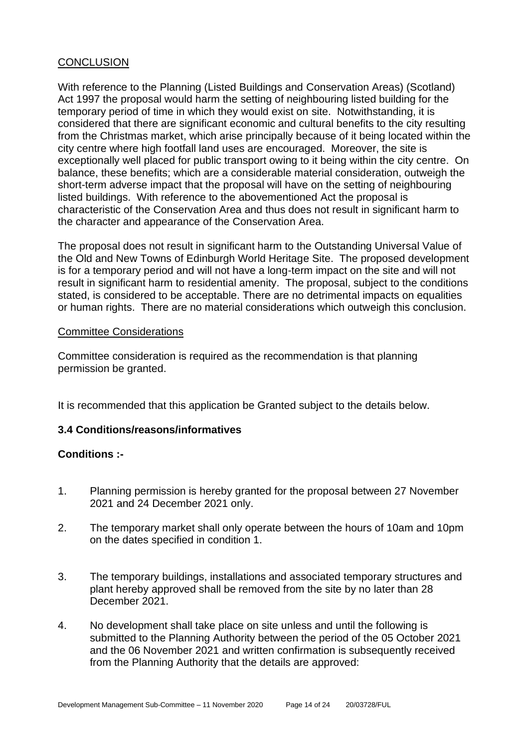## CONCLUSION

With reference to the Planning (Listed Buildings and Conservation Areas) (Scotland) Act 1997 the proposal would harm the setting of neighbouring listed building for the temporary period of time in which they would exist on site. Notwithstanding, it is considered that there are significant economic and cultural benefits to the city resulting from the Christmas market, which arise principally because of it being located within the city centre where high footfall land uses are encouraged. Moreover, the site is exceptionally well placed for public transport owing to it being within the city centre. On balance, these benefits; which are a considerable material consideration, outweigh the short-term adverse impact that the proposal will have on the setting of neighbouring listed buildings. With reference to the abovementioned Act the proposal is characteristic of the Conservation Area and thus does not result in significant harm to the character and appearance of the Conservation Area.

The proposal does not result in significant harm to the Outstanding Universal Value of the Old and New Towns of Edinburgh World Heritage Site. The proposed development is for a temporary period and will not have a long-term impact on the site and will not result in significant harm to residential amenity. The proposal, subject to the conditions stated, is considered to be acceptable. There are no detrimental impacts on equalities or human rights. There are no material considerations which outweigh this conclusion.

### Committee Considerations

Committee consideration is required as the recommendation is that planning permission be granted.

It is recommended that this application be Granted subject to the details below.

### 3.4 Conditions/reasons/informatives

**Conditions :-**

1. Planning permission is hereby granted for the proposal between 27 November 2021 and 24 December 2021 only.
2. The temporary market shall only operate between the hours of 10am and 10pm on the dates specified in condition 1.
3. The temporary buildings, installations and associated temporary structures and plant hereby approved shall be removed from the site by no later than 28 December 2021.
4. No development shall take place on site unless and until the following is submitted to the Planning Authority between the period of the 05 October 2021 and the 06 November 2021 and written confirmation is subsequently received from the Planning Authority that the details are approved: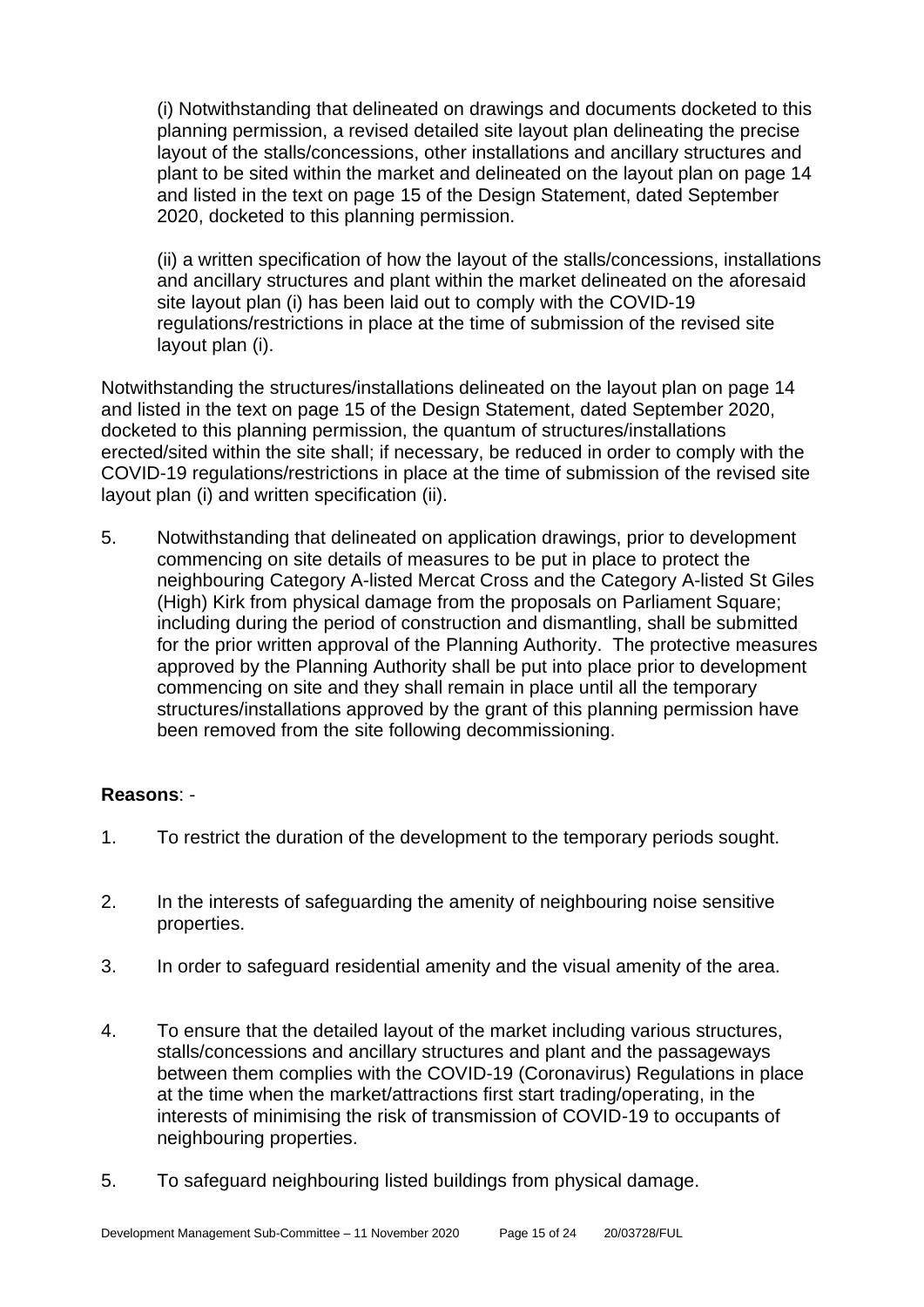(i) Notwithstanding that delineated on drawings and documents docketed to this planning permission, a revised detailed site layout plan delineating the precise layout of the stalls/concessions, other installations and ancillary structures and plant to be sited within the market and delineated on the layout plan on page 14 and listed in the text on page 15 of the Design Statement, dated September 2020, docketed to this planning permission.

(ii) a written specification of how the layout of the stalls/concessions, installations and ancillary structures and plant within the market delineated on the aforesaid site layout plan (i) has been laid out to comply with the COVID-19 regulations/restrictions in place at the time of submission of the revised site layout plan (i).

Notwithstanding the structures/installations delineated on the layout plan on page 14 and listed in the text on page 15 of the Design Statement, dated September 2020, docketed to this planning permission, the quantum of structures/installations erected/sited within the site shall; if necessary, be reduced in order to comply with the COVID-19 regulations/restrictions in place at the time of submission of the revised site layout plan (i) and written specification (ii).

5. Notwithstanding that delineated on application drawings, prior to development commencing on site details of measures to be put in place to protect the neighbouring Category A-listed Mercat Cross and the Category A-listed St Giles (High) Kirk from physical damage from the proposals on Parliament Square; including during the period of construction and dismantling, shall be submitted for the prior written approval of the Planning Authority. The protective measures approved by the Planning Authority shall be put into place prior to development commencing on site and they shall remain in place until all the temporary structures/installations approved by the grant of this planning permission have been removed from the site following decommissioning.

**Reasons**: -

1. To restrict the duration of the development to the temporary periods sought.

2. In the interests of safeguarding the amenity of neighbouring noise sensitive properties.

3. In order to safeguard residential amenity and the visual amenity of the area.

4. To ensure that the detailed layout of the market including various structures, stalls/concessions and ancillary structures and plant and the passageways between them complies with the COVID-19 (Coronavirus) Regulations in place at the time when the market/attractions first start trading/operating, in the interests of minimising the risk of transmission of COVID-19 to occupants of neighbouring properties.

5. To safeguard neighbouring listed buildings from physical damage.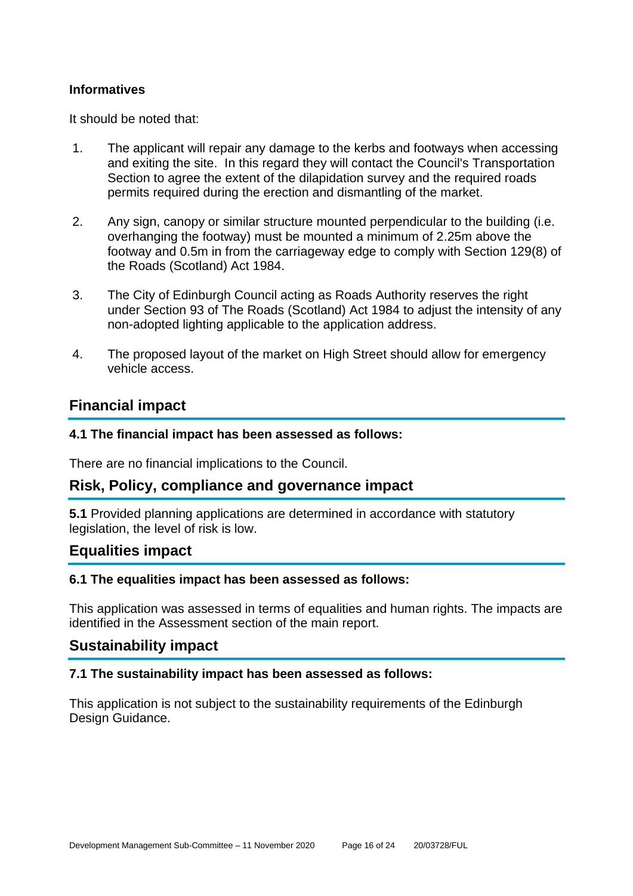**Informatives**

It should be noted that:

1. The applicant will repair any damage to the kerbs and footways when accessing and exiting the site. In this regard they will contact the Council's Transportation Section to agree the extent of the dilapidation survey and the required roads permits required during the erection and dismantling of the market.

2. Any sign, canopy or similar structure mounted perpendicular to the building (i.e. overhanging the footway) must be mounted a minimum of 2.25m above the footway and 0.5m in from the carriageway edge to comply with Section 129(8) of the Roads (Scotland) Act 1984.

3. The City of Edinburgh Council acting as Roads Authority reserves the right under Section 93 of The Roads (Scotland) Act 1984 to adjust the intensity of any non-adopted lighting applicable to the application address.

4. The proposed layout of the market on High Street should allow for emergency vehicle access.

## Financial impact

**4.1 The financial impact has been assessed as follows:**

There are no financial implications to the Council.

## Risk, Policy, compliance and governance impact

**5.1** Provided planning applications are determined in accordance with statutory legislation, the level of risk is low.

## Equalities impact

**6.1 The equalities impact has been assessed as follows:**

This application was assessed in terms of equalities and human rights. The impacts are identified in the Assessment section of the main report.

## Sustainability impact

**7.1 The sustainability impact has been assessed as follows:**

This application is not subject to the sustainability requirements of the Edinburgh Design Guidance.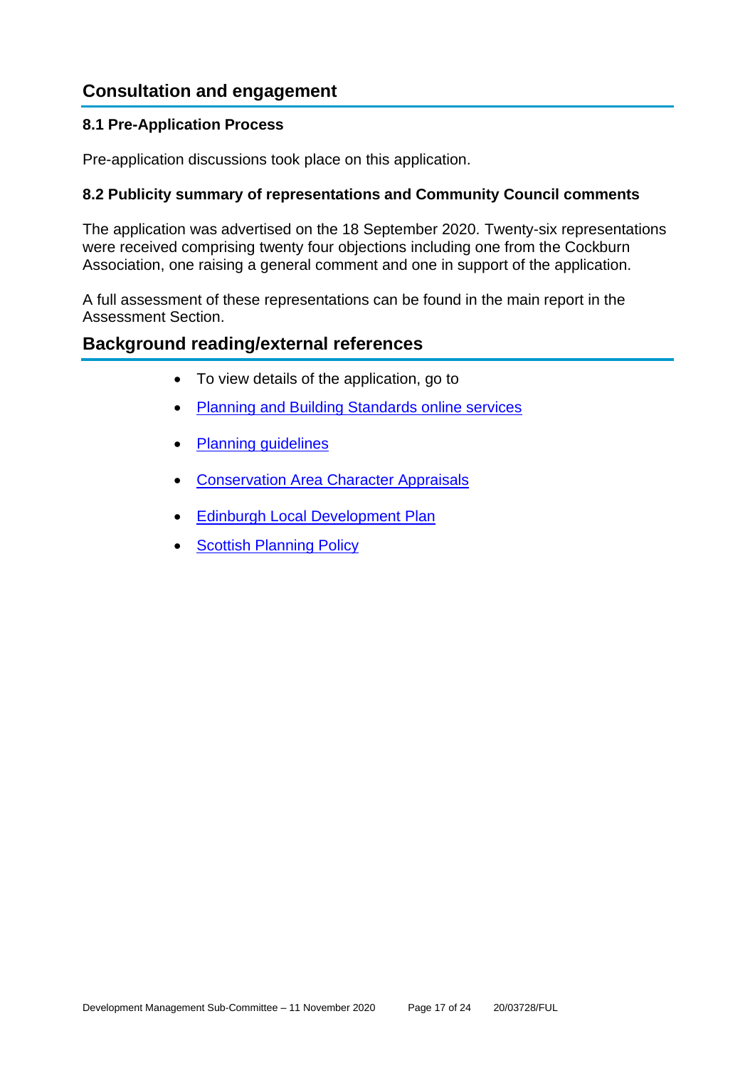## Consultation and engagement

### 8.1 Pre-Application Process

Pre-application discussions took place on this application.

### 8.2 Publicity summary of representations and Community Council comments

The application was advertised on the 18 September 2020. Twenty-six representations were received comprising twenty four objections including one from the Cockburn Association, one raising a general comment and one in support of the application.

A full assessment of these representations can be found in the main report in the Assessment Section.

## Background reading/external references

- To view details of the application, go to
- Planning and Building Standards online services
- Planning guidelines
- Conservation Area Character Appraisals
- Edinburgh Local Development Plan
- Scottish Planning Policy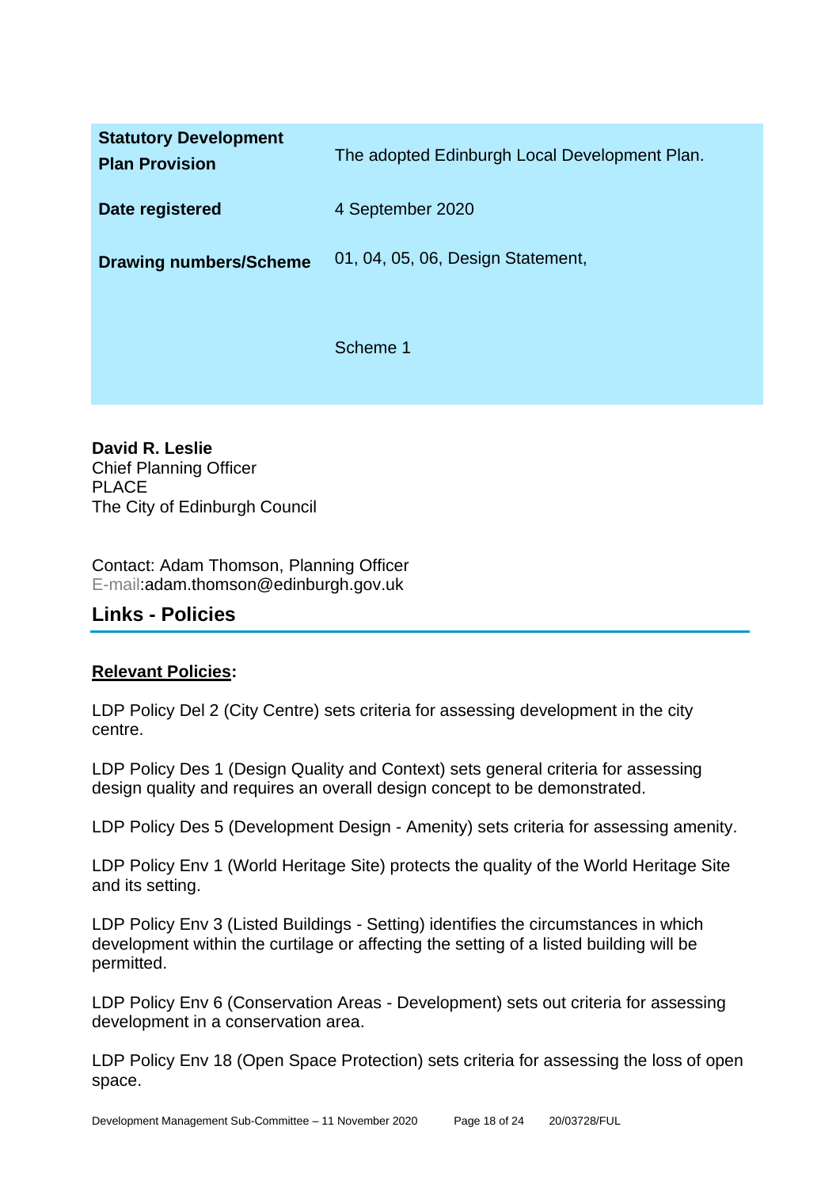| | |
|---|---|
| **Statutory Development Plan Provision** | The adopted Edinburgh Local Development Plan. |
| **Date registered** | 4 September 2020 |
| **Drawing numbers/Scheme** | 01, 04, 05, 06, Design Statement,<br><br>Scheme 1 |

**David R. Leslie**
Chief Planning Officer
PLACE
The City of Edinburgh Council

Contact: Adam Thomson, Planning Officer
E-mail:adam.thomson@edinburgh.gov.uk

## Links - Policies

**Relevant Policies:**

LDP Policy Del 2 (City Centre) sets criteria for assessing development in the city centre.

LDP Policy Des 1 (Design Quality and Context) sets general criteria for assessing design quality and requires an overall design concept to be demonstrated.

LDP Policy Des 5 (Development Design - Amenity) sets criteria for assessing amenity.

LDP Policy Env 1 (World Heritage Site) protects the quality of the World Heritage Site and its setting.

LDP Policy Env 3 (Listed Buildings - Setting) identifies the circumstances in which development within the curtilage or affecting the setting of a listed building will be permitted.

LDP Policy Env 6 (Conservation Areas - Development) sets out criteria for assessing development in a conservation area.

LDP Policy Env 18 (Open Space Protection) sets criteria for assessing the loss of open space.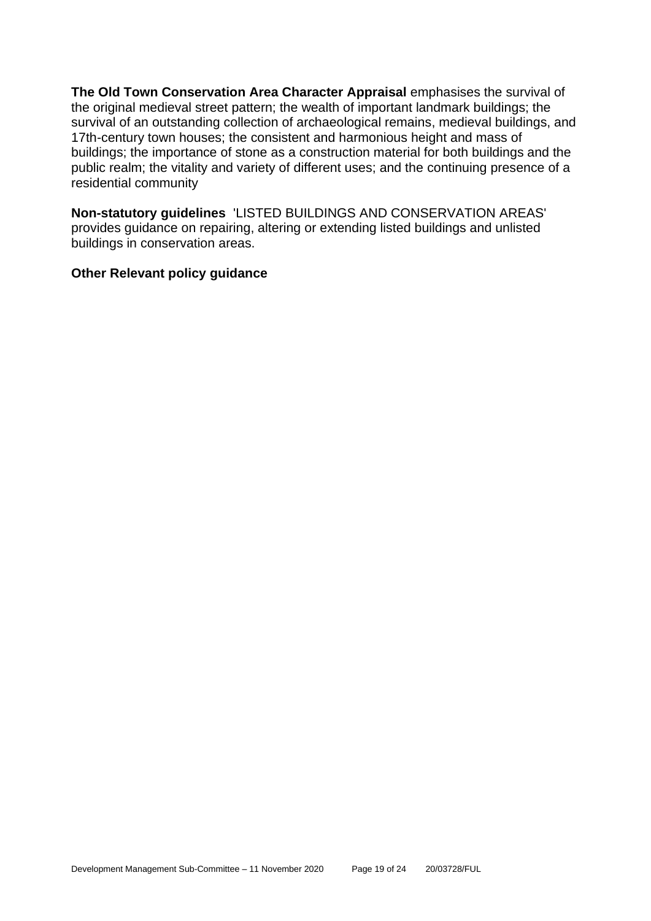**The Old Town Conservation Area Character Appraisal** emphasises the survival of the original medieval street pattern; the wealth of important landmark buildings; the survival of an outstanding collection of archaeological remains, medieval buildings, and 17th-century town houses; the consistent and harmonious height and mass of buildings; the importance of stone as a construction material for both buildings and the public realm; the vitality and variety of different uses; and the continuing presence of a residential community

**Non-statutory guidelines** 'LISTED BUILDINGS AND CONSERVATION AREAS' provides guidance on repairing, altering or extending listed buildings and unlisted buildings in conservation areas.

**Other Relevant policy guidance**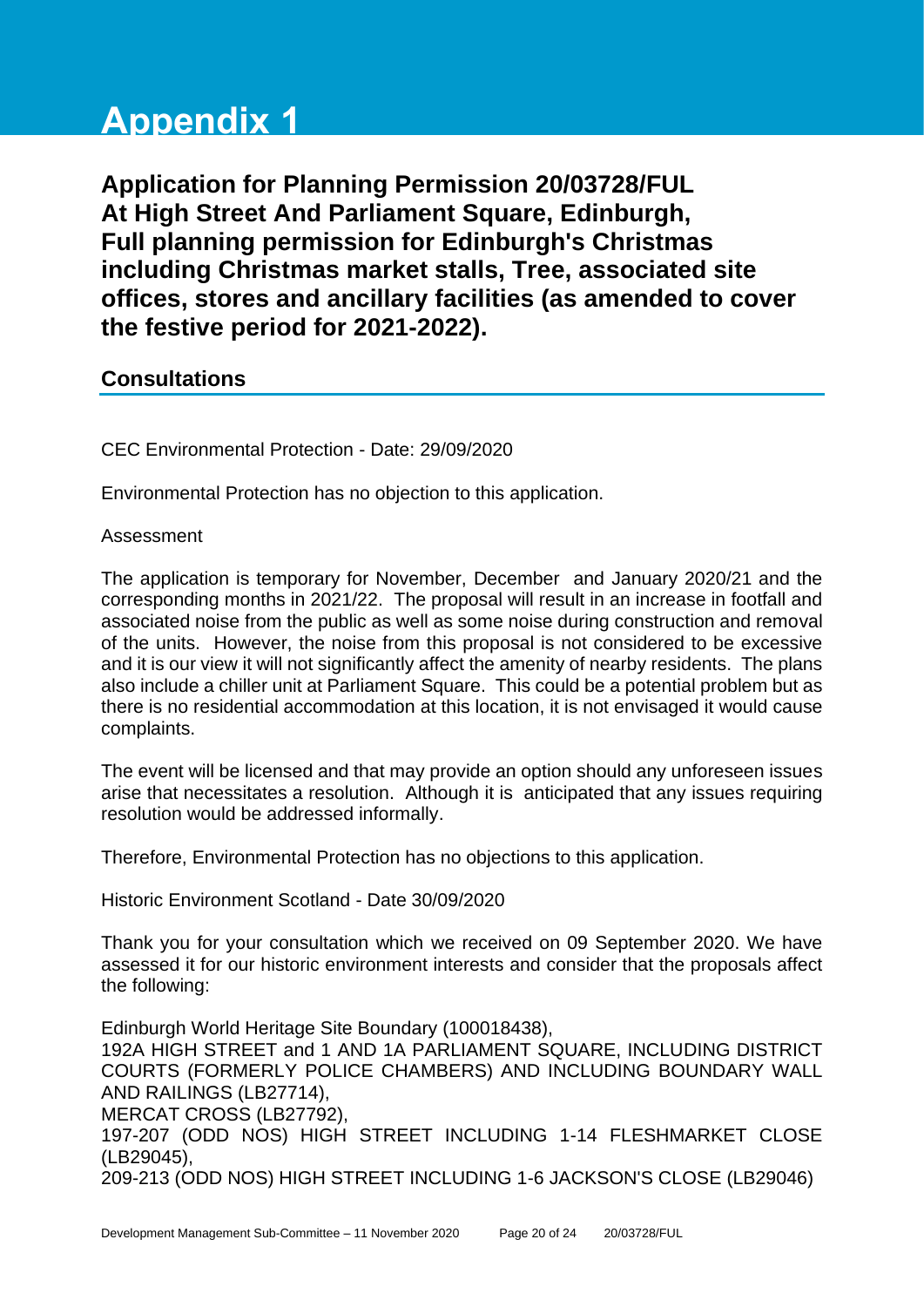# Appendix 1

**Application for Planning Permission 20/03728/FUL**
**At High Street And Parliament Square, Edinburgh,**
**Full planning permission for Edinburgh's Christmas including Christmas market stalls, Tree, associated site offices, stores and ancillary facilities (as amended to cover the festive period for 2021-2022).**

## Consultations

CEC Environmental Protection - Date: 29/09/2020

Environmental Protection has no objection to this application.

Assessment

The application is temporary for November, December and January 2020/21 and the corresponding months in 2021/22. The proposal will result in an increase in footfall and associated noise from the public as well as some noise during construction and removal of the units. However, the noise from this proposal is not considered to be excessive and it is our view it will not significantly affect the amenity of nearby residents. The plans also include a chiller unit at Parliament Square. This could be a potential problem but as there is no residential accommodation at this location, it is not envisaged it would cause complaints.

The event will be licensed and that may provide an option should any unforeseen issues arise that necessitates a resolution. Although it is anticipated that any issues requiring resolution would be addressed informally.

Therefore, Environmental Protection has no objections to this application.

Historic Environment Scotland - Date 30/09/2020

Thank you for your consultation which we received on 09 September 2020. We have assessed it for our historic environment interests and consider that the proposals affect the following:

Edinburgh World Heritage Site Boundary (100018438),
192A HIGH STREET and 1 AND 1A PARLIAMENT SQUARE, INCLUDING DISTRICT COURTS (FORMERLY POLICE CHAMBERS) AND INCLUDING BOUNDARY WALL AND RAILINGS (LB27714),
MERCAT CROSS (LB27792),
197-207 (ODD NOS) HIGH STREET INCLUDING 1-14 FLESHMARKET CLOSE (LB29045),
209-213 (ODD NOS) HIGH STREET INCLUDING 1-6 JACKSON'S CLOSE (LB29046)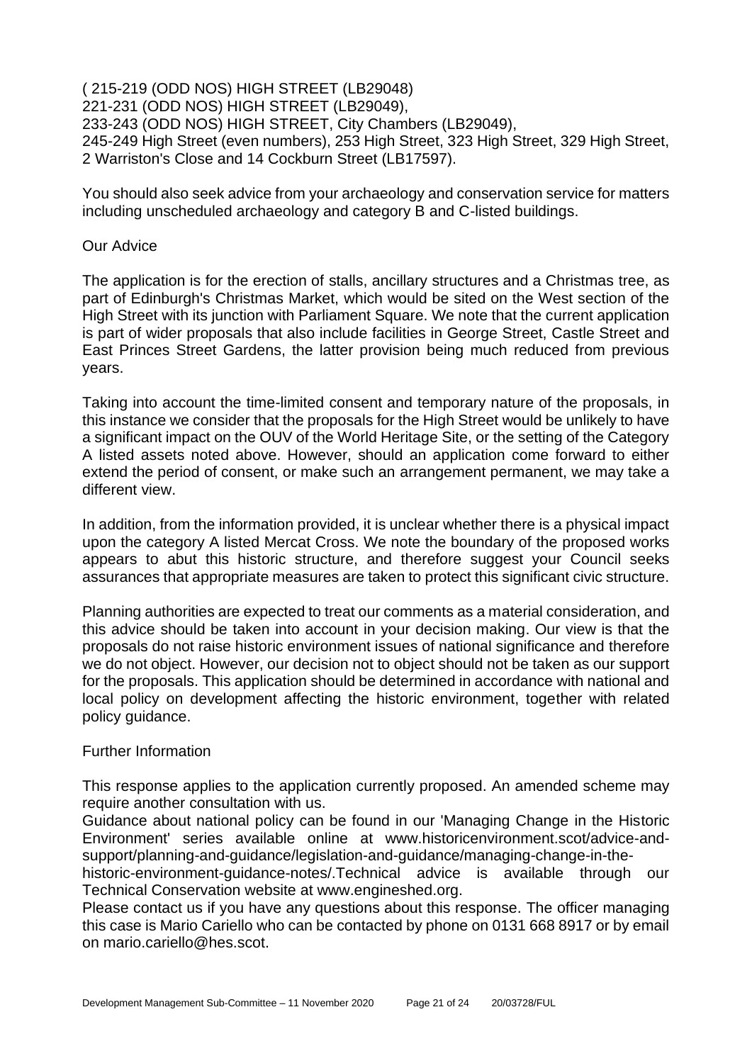( 215-219 (ODD NOS) HIGH STREET (LB29048)
221-231 (ODD NOS) HIGH STREET (LB29049),
233-243 (ODD NOS) HIGH STREET, City Chambers (LB29049),
245-249 High Street (even numbers), 253 High Street, 323 High Street, 329 High Street, 2 Warriston's Close and 14 Cockburn Street (LB17597).

You should also seek advice from your archaeology and conservation service for matters including unscheduled archaeology and category B and C-listed buildings.

Our Advice

The application is for the erection of stalls, ancillary structures and a Christmas tree, as part of Edinburgh's Christmas Market, which would be sited on the West section of the High Street with its junction with Parliament Square. We note that the current application is part of wider proposals that also include facilities in George Street, Castle Street and East Princes Street Gardens, the latter provision being much reduced from previous years.

Taking into account the time-limited consent and temporary nature of the proposals, in this instance we consider that the proposals for the High Street would be unlikely to have a significant impact on the OUV of the World Heritage Site, or the setting of the Category A listed assets noted above. However, should an application come forward to either extend the period of consent, or make such an arrangement permanent, we may take a different view.

In addition, from the information provided, it is unclear whether there is a physical impact upon the category A listed Mercat Cross. We note the boundary of the proposed works appears to abut this historic structure, and therefore suggest your Council seeks assurances that appropriate measures are taken to protect this significant civic structure.

Planning authorities are expected to treat our comments as a material consideration, and this advice should be taken into account in your decision making. Our view is that the proposals do not raise historic environment issues of national significance and therefore we do not object. However, our decision not to object should not be taken as our support for the proposals. This application should be determined in accordance with national and local policy on development affecting the historic environment, together with related policy guidance.

Further Information

This response applies to the application currently proposed. An amended scheme may require another consultation with us.
Guidance about national policy can be found in our 'Managing Change in the Historic Environment' series available online at www.historicenvironment.scot/advice-and-support/planning-and-guidance/legislation-and-guidance/managing-change-in-the-historic-environment-guidance-notes/.Technical advice is available through our Technical Conservation website at www.engineshed.org.
Please contact us if you have any questions about this response. The officer managing this case is Mario Cariello who can be contacted by phone on 0131 668 8917 or by email on mario.cariello@hes.scot.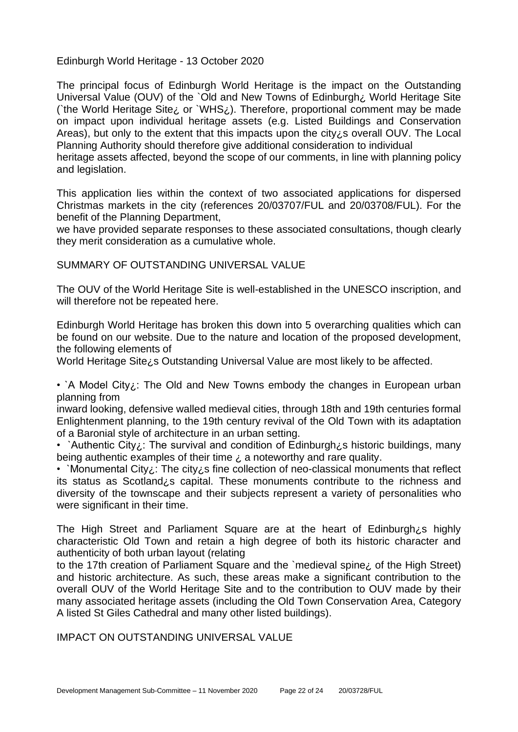Edinburgh World Heritage - 13 October 2020

The principal focus of Edinburgh World Heritage is the impact on the Outstanding Universal Value (OUV) of the `Old and New Towns of Edinburgh¿ World Heritage Site (`the World Heritage Site¿ or `WHS¿). Therefore, proportional comment may be made on impact upon individual heritage assets (e.g. Listed Buildings and Conservation Areas), but only to the extent that this impacts upon the city¿s overall OUV. The Local Planning Authority should therefore give additional consideration to individual heritage assets affected, beyond the scope of our comments, in line with planning policy and legislation.

This application lies within the context of two associated applications for dispersed Christmas markets in the city (references 20/03707/FUL and 20/03708/FUL). For the benefit of the Planning Department, we have provided separate responses to these associated consultations, though clearly they merit consideration as a cumulative whole.

SUMMARY OF OUTSTANDING UNIVERSAL VALUE

The OUV of the World Heritage Site is well-established in the UNESCO inscription, and will therefore not be repeated here.

Edinburgh World Heritage has broken this down into 5 overarching qualities which can be found on our website. Due to the nature and location of the proposed development, the following elements of World Heritage Site¿s Outstanding Universal Value are most likely to be affected.

- `A Model City¿: The Old and New Towns embody the changes in European urban planning from inward looking, defensive walled medieval cities, through 18th and 19th centuries formal Enlightenment planning, to the 19th century revival of the Old Town with its adaptation of a Baronial style of architecture in an urban setting.
- `Authentic City¿: The survival and condition of Edinburgh¿s historic buildings, many being authentic examples of their time ¿ a noteworthy and rare quality.
- `Monumental City¿: The city¿s fine collection of neo-classical monuments that reflect its status as Scotland¿s capital. These monuments contribute to the richness and diversity of the townscape and their subjects represent a variety of personalities who were significant in their time.

The High Street and Parliament Square are at the heart of Edinburgh¿s highly characteristic Old Town and retain a high degree of both its historic character and authenticity of both urban layout (relating to the 17th creation of Parliament Square and the `medieval spine¿ of the High Street) and historic architecture. As such, these areas make a significant contribution to the overall OUV of the World Heritage Site and to the contribution to OUV made by their many associated heritage assets (including the Old Town Conservation Area, Category A listed St Giles Cathedral and many other listed buildings).

IMPACT ON OUTSTANDING UNIVERSAL VALUE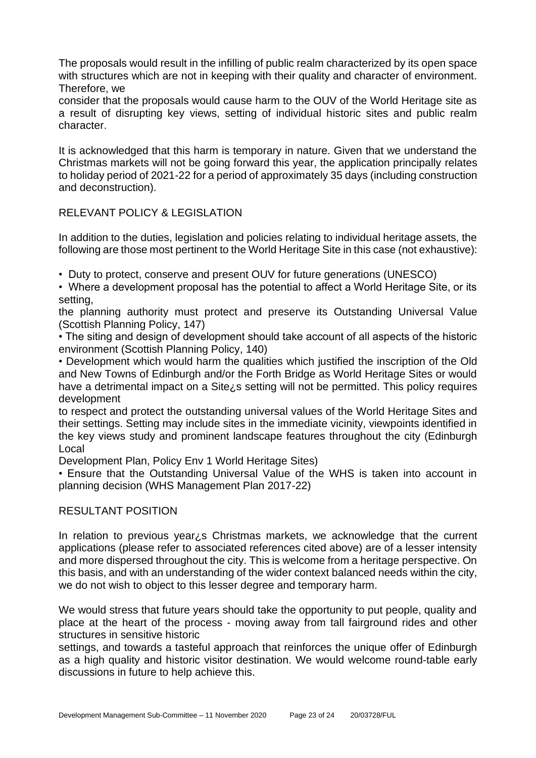The proposals would result in the infilling of public realm characterized by its open space with structures which are not in keeping with their quality and character of environment. Therefore, we

consider that the proposals would cause harm to the OUV of the World Heritage site as a result of disrupting key views, setting of individual historic sites and public realm character.

It is acknowledged that this harm is temporary in nature. Given that we understand the Christmas markets will not be going forward this year, the application principally relates to holiday period of 2021-22 for a period of approximately 35 days (including construction and deconstruction).

## RELEVANT POLICY & LEGISLATION

In addition to the duties, legislation and policies relating to individual heritage assets, the following are those most pertinent to the World Heritage Site in this case (not exhaustive):

- Duty to protect, conserve and present OUV for future generations (UNESCO)
- Where a development proposal has the potential to affect a World Heritage Site, or its setting,

  the planning authority must protect and preserve its Outstanding Universal Value (Scottish Planning Policy, 147)
- The siting and design of development should take account of all aspects of the historic environment (Scottish Planning Policy, 140)
- Development which would harm the qualities which justified the inscription of the Old and New Towns of Edinburgh and/or the Forth Bridge as World Heritage Sites or would have a detrimental impact on a Site¿s setting will not be permitted. This policy requires development

  to respect and protect the outstanding universal values of the World Heritage Sites and their settings. Setting may include sites in the immediate vicinity, viewpoints identified in the key views study and prominent landscape features throughout the city (Edinburgh Local

  Development Plan, Policy Env 1 World Heritage Sites)
- Ensure that the Outstanding Universal Value of the WHS is taken into account in planning decision (WHS Management Plan 2017-22)

## RESULTANT POSITION

In relation to previous year¿s Christmas markets, we acknowledge that the current applications (please refer to associated references cited above) are of a lesser intensity and more dispersed throughout the city. This is welcome from a heritage perspective. On this basis, and with an understanding of the wider context balanced needs within the city, we do not wish to object to this lesser degree and temporary harm.

We would stress that future years should take the opportunity to put people, quality and place at the heart of the process - moving away from tall fairground rides and other structures in sensitive historic

settings, and towards a tasteful approach that reinforces the unique offer of Edinburgh as a high quality and historic visitor destination. We would welcome round-table early discussions in future to help achieve this.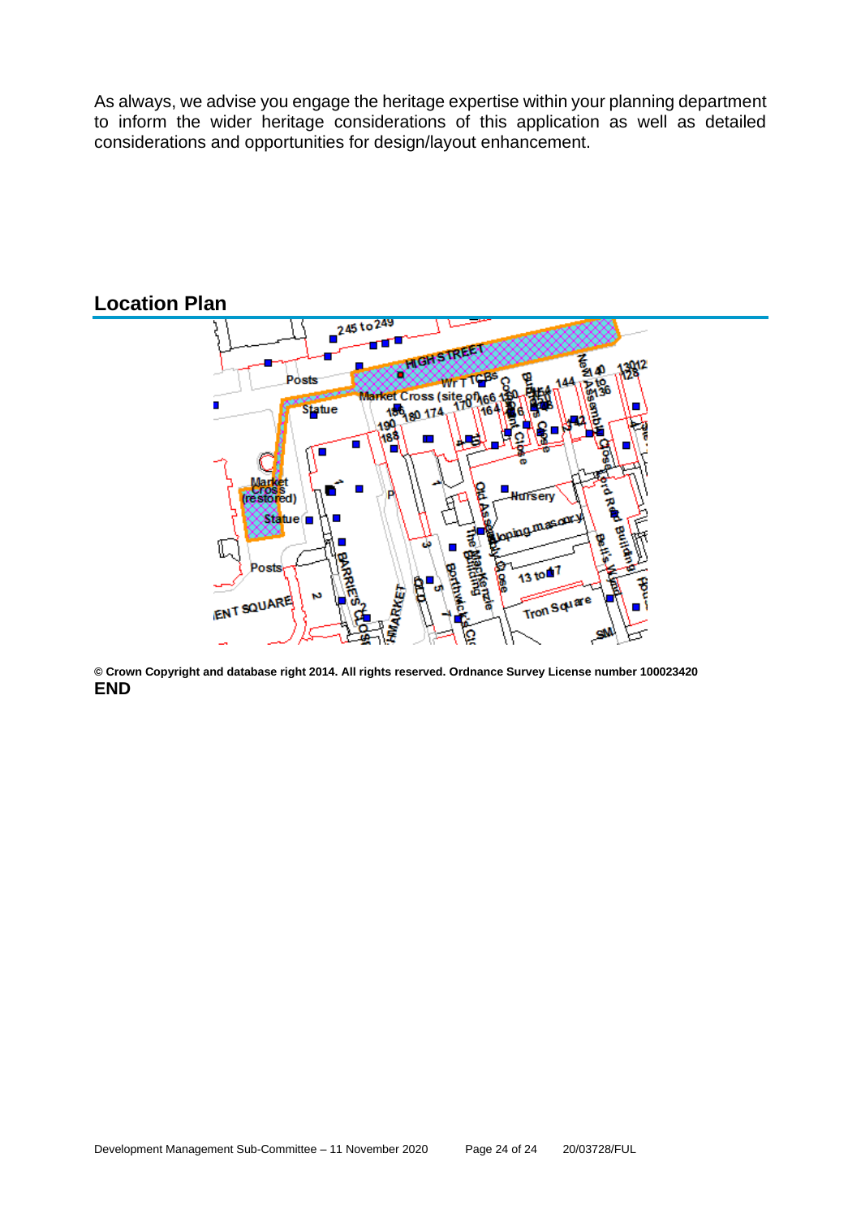As always, we advise you engage the heritage expertise within your planning department to inform the wider heritage considerations of this application as well as detailed considerations and opportunities for design/layout enhancement.

## Location Plan

© Crown Copyright and database right 2014. All rights reserved. Ordnance Survey License number 100023420

**END**